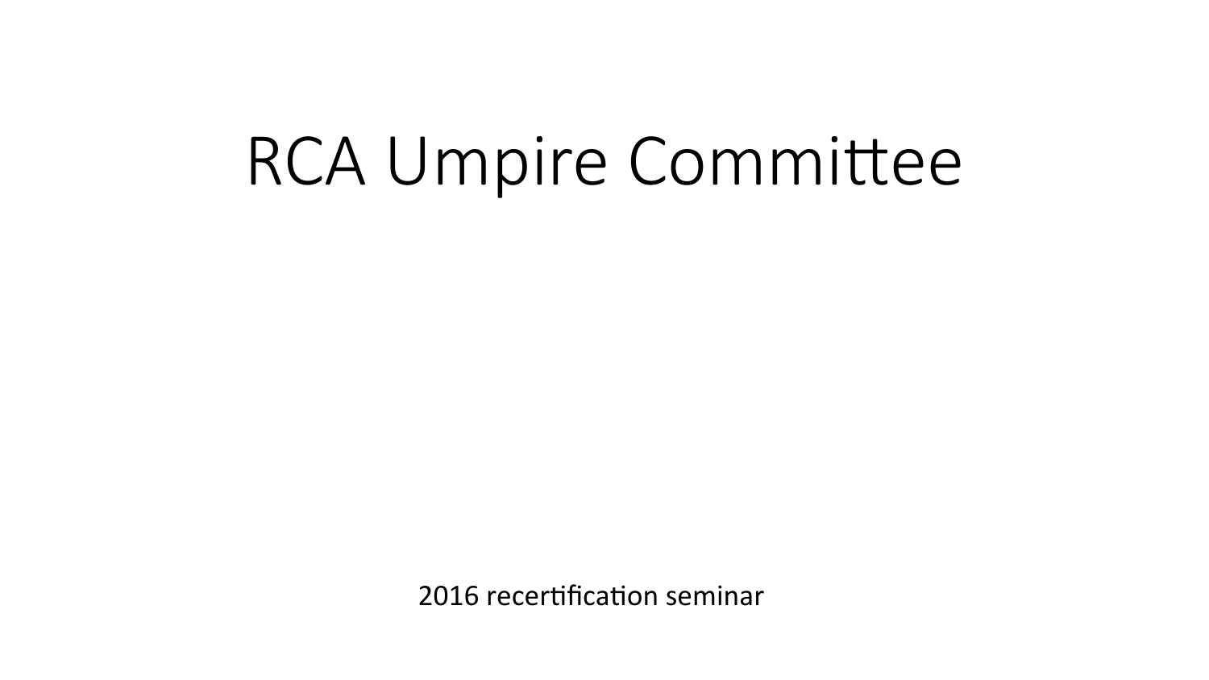# RCA Umpire Committee

2016 recertification seminar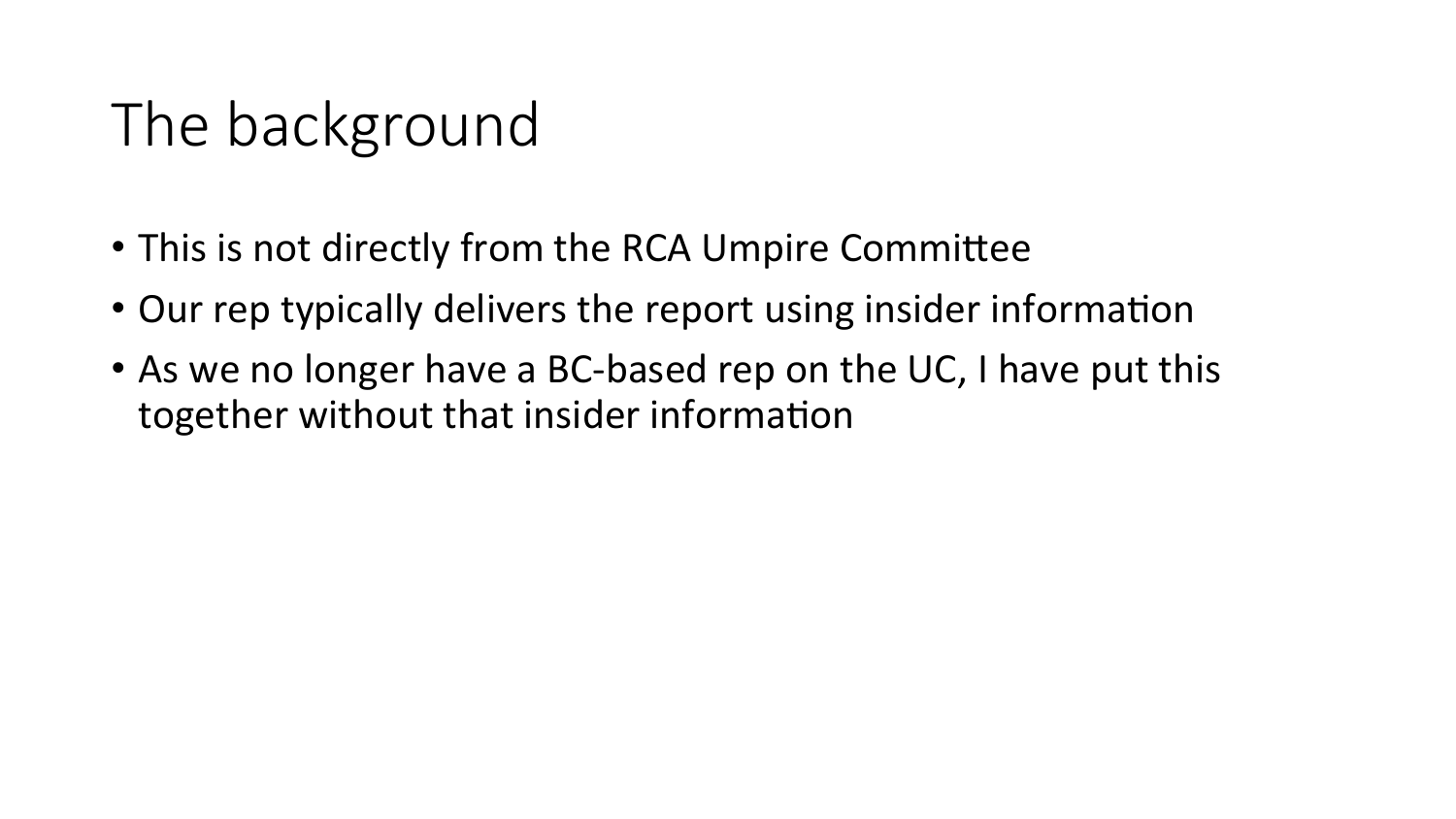# The background

- This is not directly from the RCA Umpire Committee
- Our rep typically delivers the report using insider information
- As we no longer have a BC-based rep on the UC, I have put this together without that insider information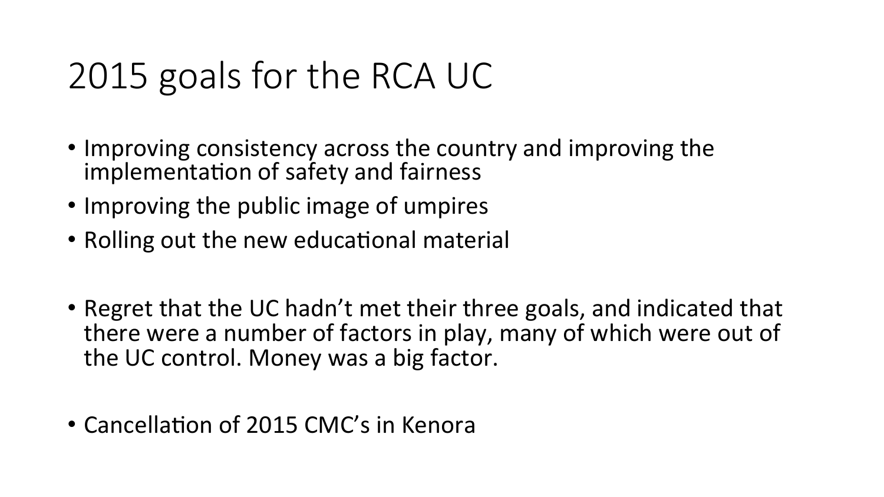# 2015 goals for the RCA UC

- Improving consistency across the country and improving the implementation of safety and fairness
- Improving the public image of umpires
- Rolling out the new educational material

- Regret that the UC hadn't met their three goals, and indicated that there were a number of factors in play, many of which were out of the UC control. Money was a big factor.

- Cancellation of 2015 CMC's in Kenora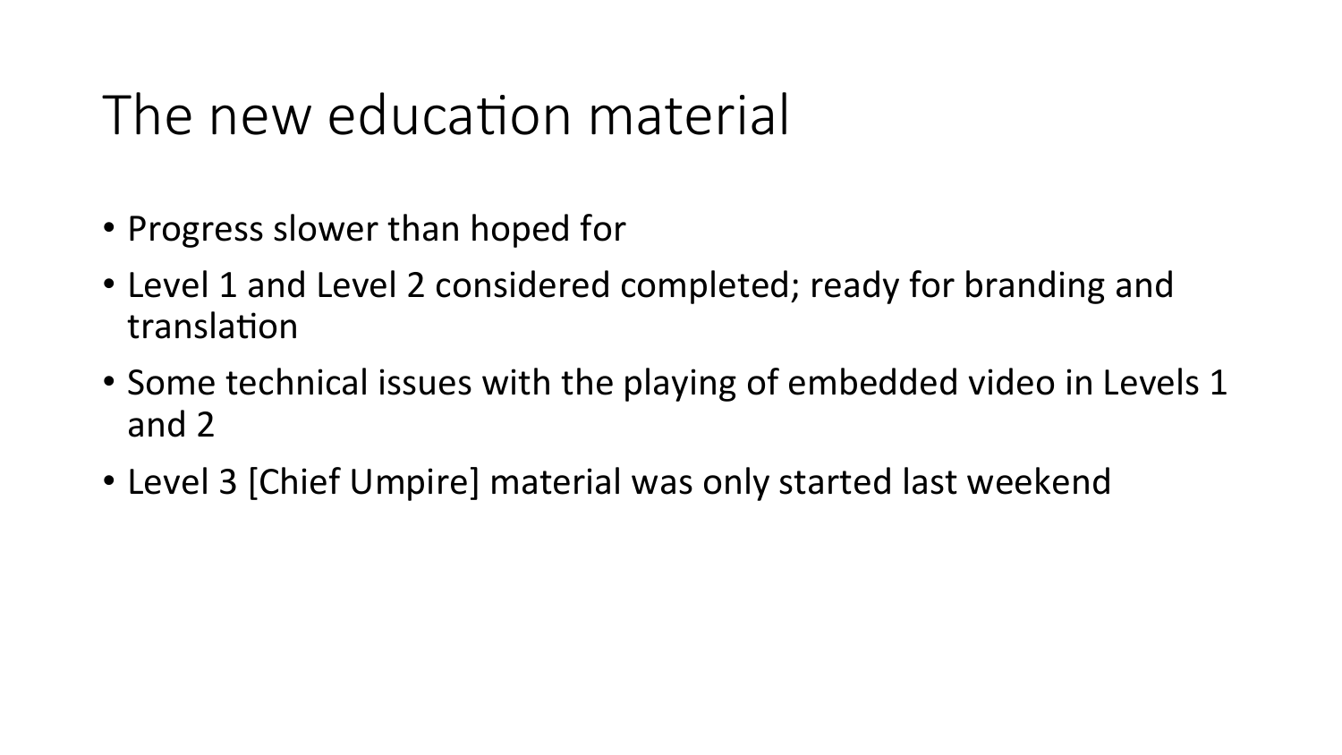# The new education material

- Progress slower than hoped for
- Level 1 and Level 2 considered completed; ready for branding and translation
- Some technical issues with the playing of embedded video in Levels 1 and 2
- Level 3 [Chief Umpire] material was only started last weekend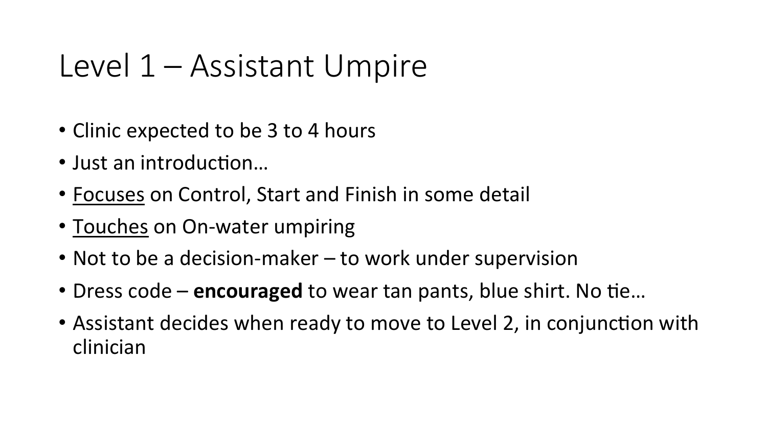# Level 1 – Assistant Umpire

- Clinic expected to be 3 to 4 hours
- Just an introduction…
- <u>Focuses</u> on Control, Start and Finish in some detail
- <u>Touches</u> on On-water umpiring
- Not to be a decision-maker – to work under supervision
- Dress code – **encouraged** to wear tan pants, blue shirt. No tie…
- Assistant decides when ready to move to Level 2, in conjunction with clinician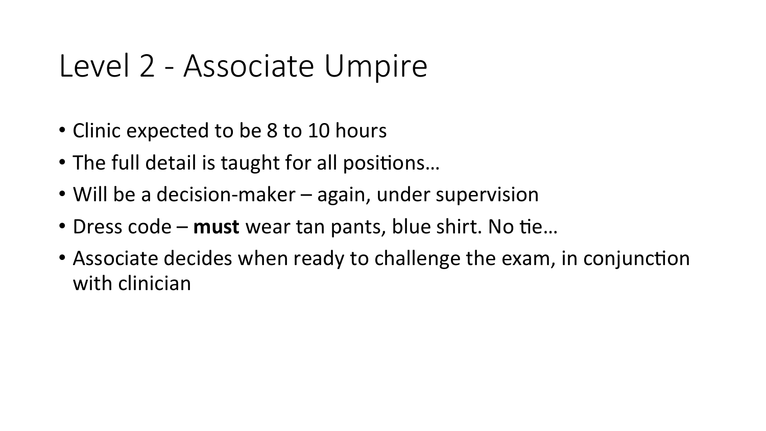# Level 2 - Associate Umpire

- Clinic expected to be 8 to 10 hours
- The full detail is taught for all positions…
- Will be a decision-maker – again, under supervision
- Dress code – **must** wear tan pants, blue shirt. No tie…
- Associate decides when ready to challenge the exam, in conjunction with clinician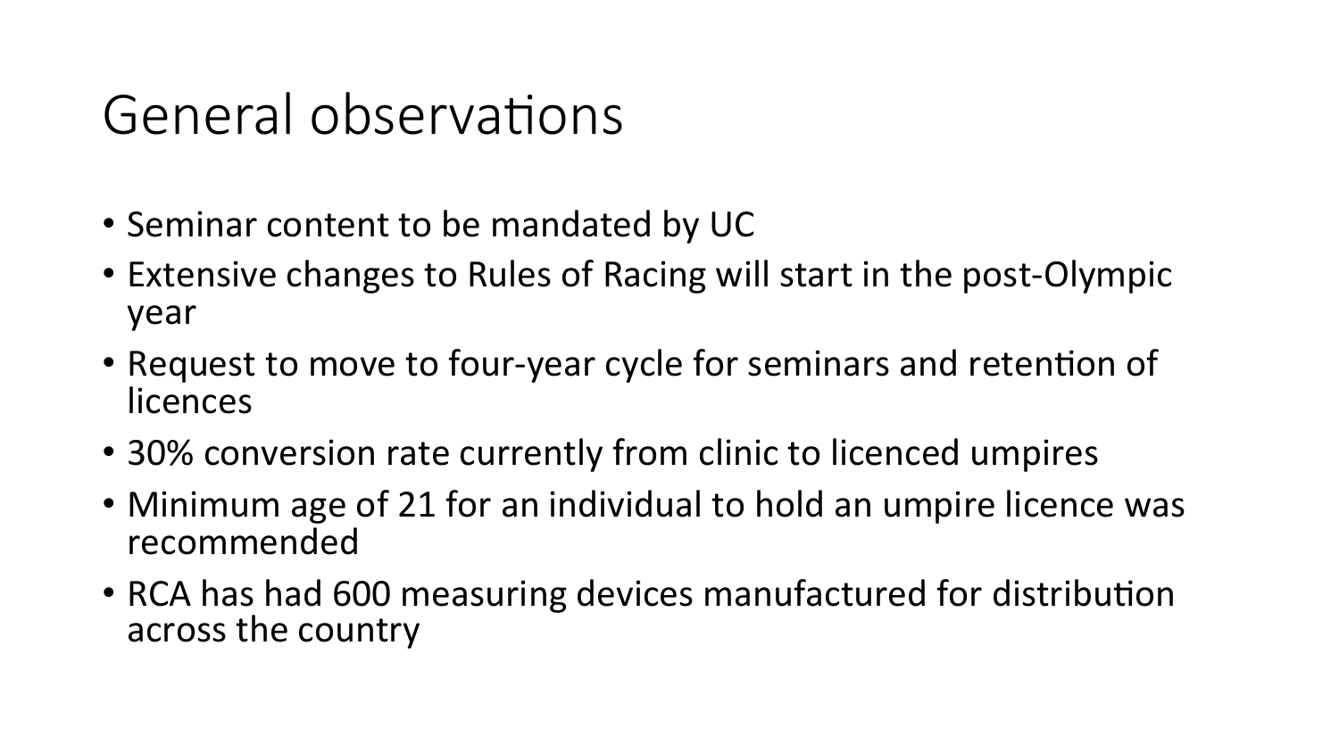# General observations

- Seminar content to be mandated by UC
- Extensive changes to Rules of Racing will start in the post-Olympic year
- Request to move to four-year cycle for seminars and retention of licences
- 30% conversion rate currently from clinic to licenced umpires
- Minimum age of 21 for an individual to hold an umpire licence was recommended
- RCA has had 600 measuring devices manufactured for distribution across the country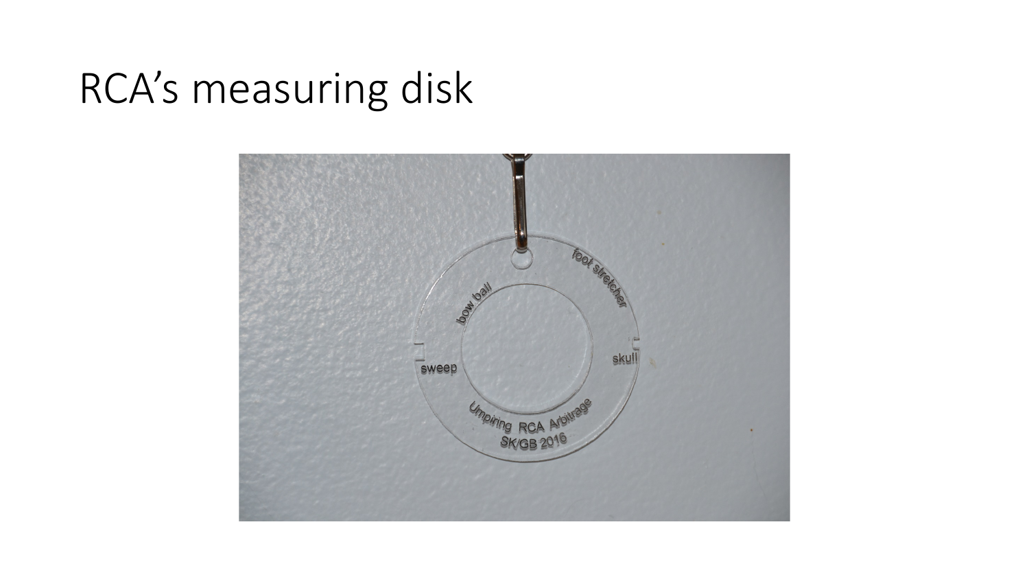# RCA's measuring disk